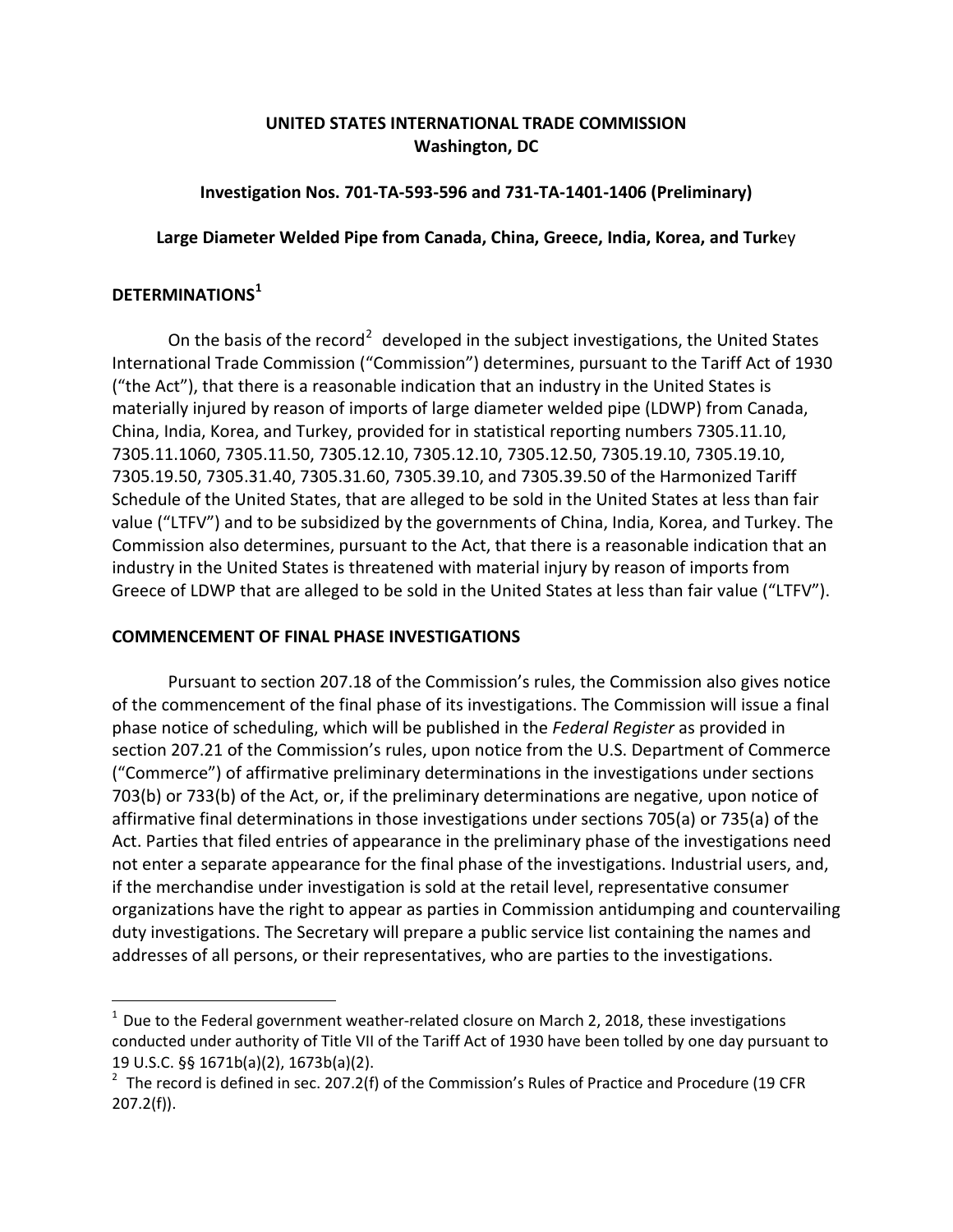**UNITED STATES INTERNATIONAL TRADE COMMISSION**
**Washington, DC**

**Investigation Nos. 701-TA-593-596 and 731-TA-1401-1406 (Preliminary)**

**Large Diameter Welded Pipe from Canada, China, Greece, India, Korea, and Turk**ey

## DETERMINATIONS[1]

On the basis of the record[2] developed in the subject investigations, the United States International Trade Commission ("Commission") determines, pursuant to the Tariff Act of 1930 ("the Act"), that there is a reasonable indication that an industry in the United States is materially injured by reason of imports of large diameter welded pipe (LDWP) from Canada, China, India, Korea, and Turkey, provided for in statistical reporting numbers 7305.11.10, 7305.11.1060, 7305.11.50, 7305.12.10, 7305.12.10, 7305.12.50, 7305.19.10, 7305.19.10, 7305.19.50, 7305.31.40, 7305.31.60, 7305.39.10, and 7305.39.50 of the Harmonized Tariff Schedule of the United States, that are alleged to be sold in the United States at less than fair value ("LTFV") and to be subsidized by the governments of China, India, Korea, and Turkey. The Commission also determines, pursuant to the Act, that there is a reasonable indication that an industry in the United States is threatened with material injury by reason of imports from Greece of LDWP that are alleged to be sold in the United States at less than fair value ("LTFV").

## COMMENCEMENT OF FINAL PHASE INVESTIGATIONS

Pursuant to section 207.18 of the Commission's rules, the Commission also gives notice of the commencement of the final phase of its investigations. The Commission will issue a final phase notice of scheduling, which will be published in the *Federal Register* as provided in section 207.21 of the Commission's rules, upon notice from the U.S. Department of Commerce ("Commerce") of affirmative preliminary determinations in the investigations under sections 703(b) or 733(b) of the Act, or, if the preliminary determinations are negative, upon notice of affirmative final determinations in those investigations under sections 705(a) or 735(a) of the Act. Parties that filed entries of appearance in the preliminary phase of the investigations need not enter a separate appearance for the final phase of the investigations. Industrial users, and, if the merchandise under investigation is sold at the retail level, representative consumer organizations have the right to appear as parties in Commission antidumping and countervailing duty investigations. The Secretary will prepare a public service list containing the names and addresses of all persons, or their representatives, who are parties to the investigations.

---

[1] Due to the Federal government weather-related closure on March 2, 2018, these investigations conducted under authority of Title VII of the Tariff Act of 1930 have been tolled by one day pursuant to 19 U.S.C. §§ 1671b(a)(2), 1673b(a)(2).

[2] The record is defined in sec. 207.2(f) of the Commission's Rules of Practice and Procedure (19 CFR 207.2(f)).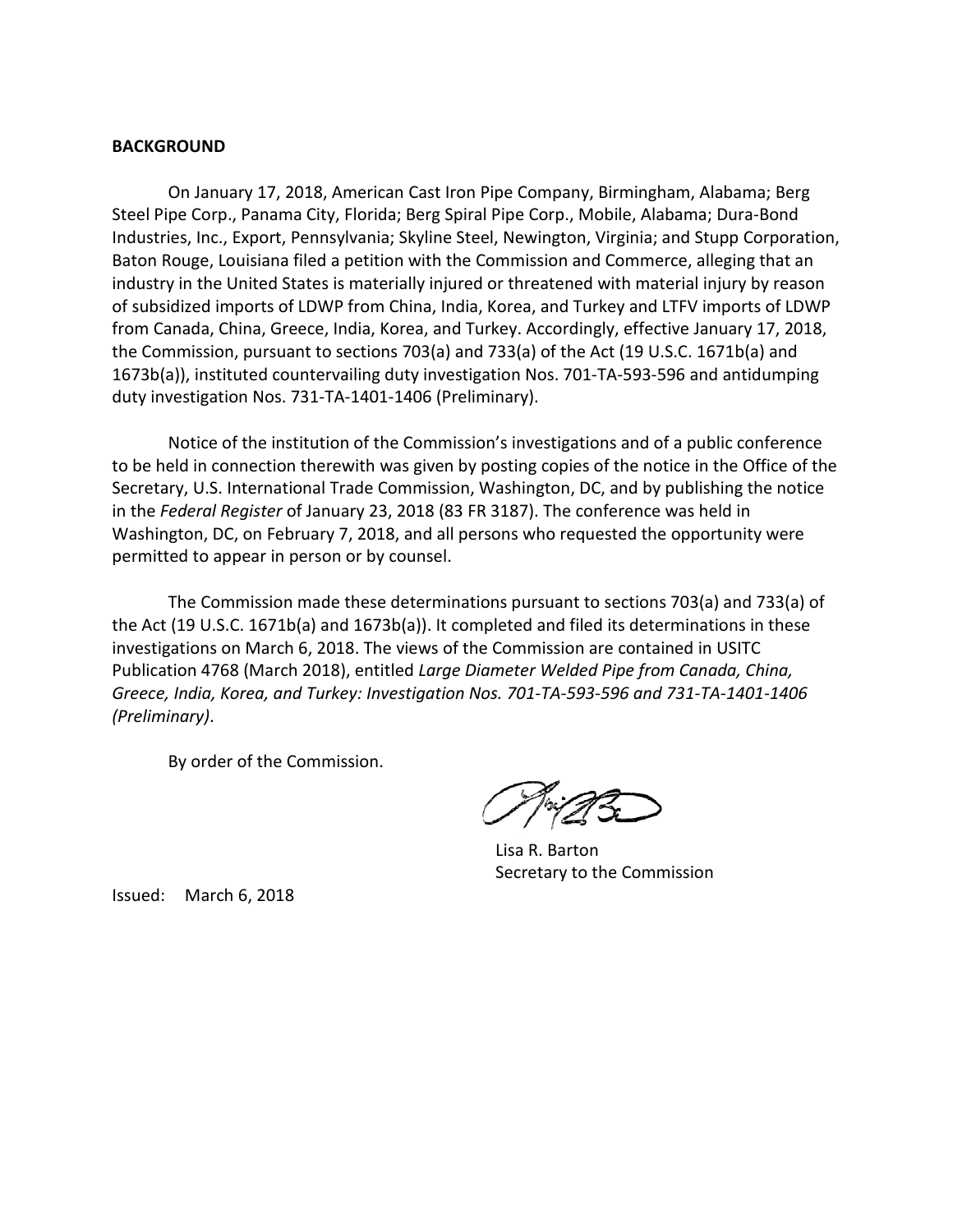**BACKGROUND**

On January 17, 2018, American Cast Iron Pipe Company, Birmingham, Alabama; Berg Steel Pipe Corp., Panama City, Florida; Berg Spiral Pipe Corp., Mobile, Alabama; Dura-Bond Industries, Inc., Export, Pennsylvania; Skyline Steel, Newington, Virginia; and Stupp Corporation, Baton Rouge, Louisiana filed a petition with the Commission and Commerce, alleging that an industry in the United States is materially injured or threatened with material injury by reason of subsidized imports of LDWP from China, India, Korea, and Turkey and LTFV imports of LDWP from Canada, China, Greece, India, Korea, and Turkey. Accordingly, effective January 17, 2018, the Commission, pursuant to sections 703(a) and 733(a) of the Act (19 U.S.C. 1671b(a) and 1673b(a)), instituted countervailing duty investigation Nos. 701-TA-593-596 and antidumping duty investigation Nos. 731-TA-1401-1406 (Preliminary).

Notice of the institution of the Commission's investigations and of a public conference to be held in connection therewith was given by posting copies of the notice in the Office of the Secretary, U.S. International Trade Commission, Washington, DC, and by publishing the notice in the *Federal Register* of January 23, 2018 (83 FR 3187). The conference was held in Washington, DC, on February 7, 2018, and all persons who requested the opportunity were permitted to appear in person or by counsel.

The Commission made these determinations pursuant to sections 703(a) and 733(a) of the Act (19 U.S.C. 1671b(a) and 1673b(a)). It completed and filed its determinations in these investigations on March 6, 2018. The views of the Commission are contained in USITC Publication 4768 (March 2018), entitled *Large Diameter Welded Pipe from Canada, China, Greece, India, Korea, and Turkey: Investigation Nos. 701-TA-593-596 and 731-TA-1401-1406 (Preliminary)*.

By order of the Commission.

Lisa R. Barton
Secretary to the Commission

Issued: March 6, 2018